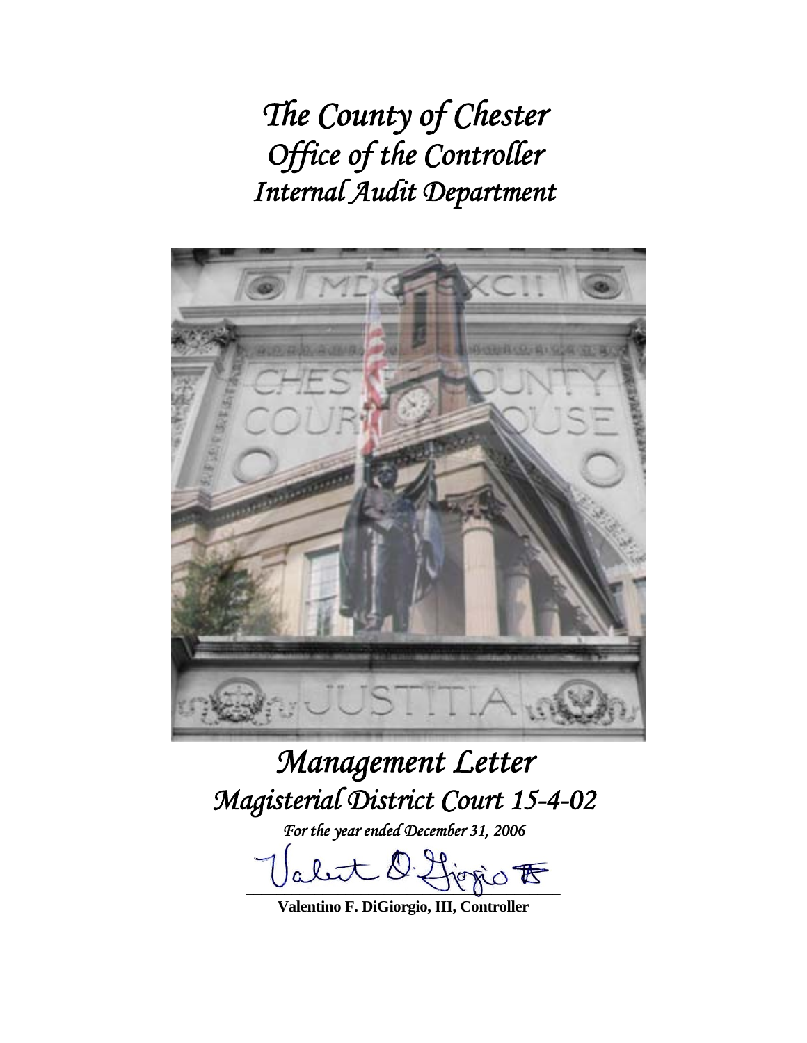# *The County of Chester*
# *Office of the Controller*
# *Internal Audit Department*

# *Management Letter*
# *Magisterial District Court 15-4-02*

*For the year ended December 31, 2006*

**Valentino F. DiGiorgio, III, Controller**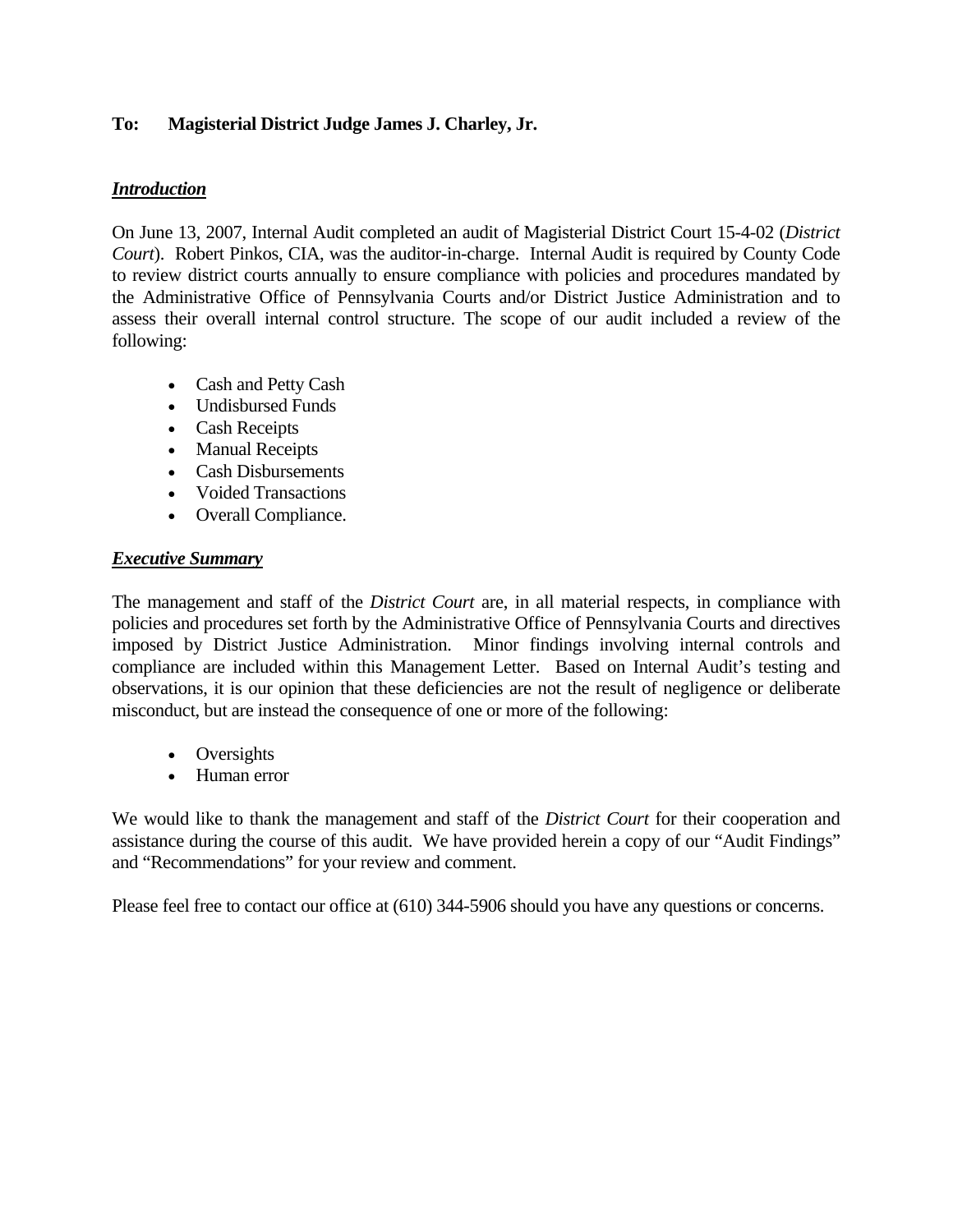**To: Magisterial District Judge James J. Charley, Jr.**

***Introduction***

On June 13, 2007, Internal Audit completed an audit of Magisterial District Court 15-4-02 (*District Court*). Robert Pinkos, CIA, was the auditor-in-charge. Internal Audit is required by County Code to review district courts annually to ensure compliance with policies and procedures mandated by the Administrative Office of Pennsylvania Courts and/or District Justice Administration and to assess their overall internal control structure. The scope of our audit included a review of the following:

- Cash and Petty Cash
- Undisbursed Funds
- Cash Receipts
- Manual Receipts
- Cash Disbursements
- Voided Transactions
- Overall Compliance.

***Executive Summary***

The management and staff of the *District Court* are, in all material respects, in compliance with policies and procedures set forth by the Administrative Office of Pennsylvania Courts and directives imposed by District Justice Administration. Minor findings involving internal controls and compliance are included within this Management Letter. Based on Internal Audit's testing and observations, it is our opinion that these deficiencies are not the result of negligence or deliberate misconduct, but are instead the consequence of one or more of the following:

- Oversights
- Human error

We would like to thank the management and staff of the *District Court* for their cooperation and assistance during the course of this audit. We have provided herein a copy of our "Audit Findings" and "Recommendations" for your review and comment.

Please feel free to contact our office at (610) 344-5906 should you have any questions or concerns.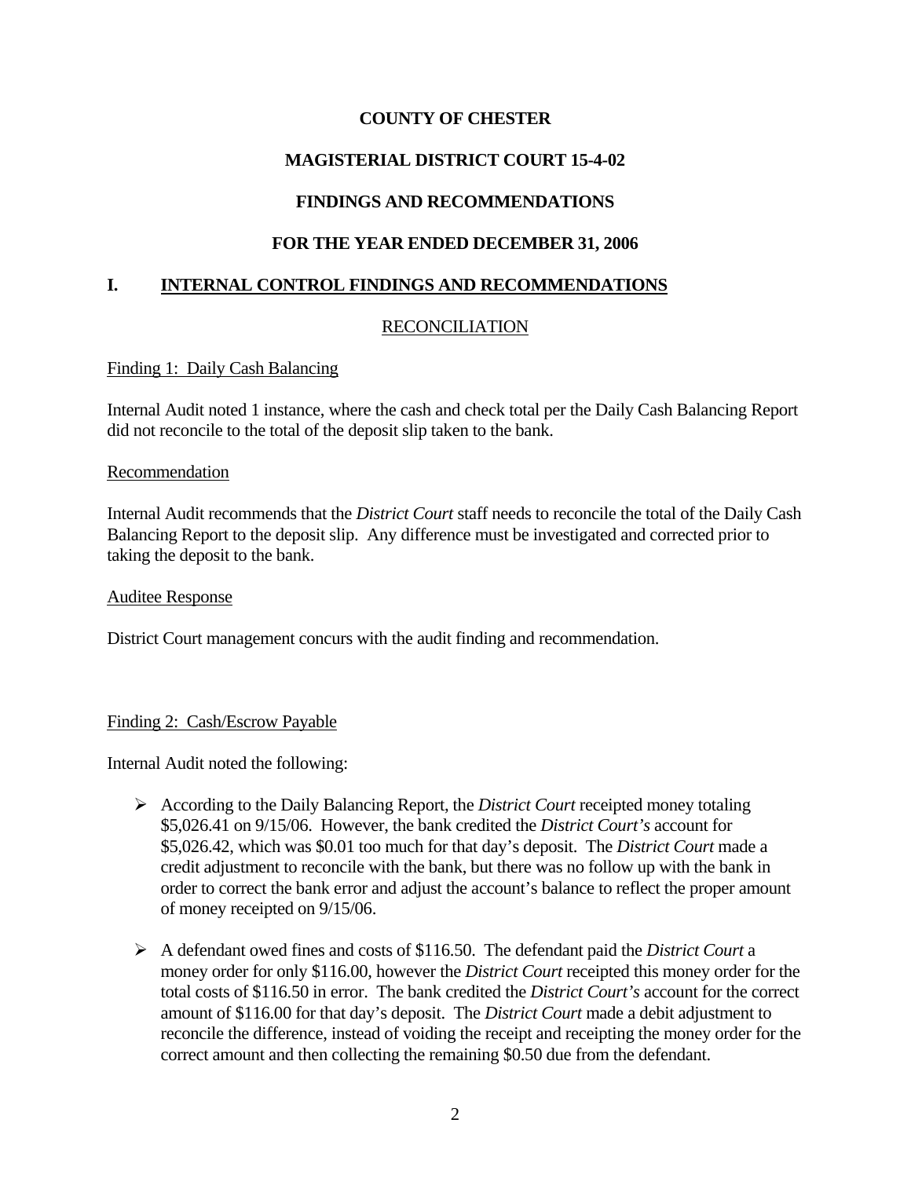**COUNTY OF CHESTER**

**MAGISTERIAL DISTRICT COURT 15-4-02**

**FINDINGS AND RECOMMENDATIONS**

**FOR THE YEAR ENDED DECEMBER 31, 2006**

## I. INTERNAL CONTROL FINDINGS AND RECOMMENDATIONS

### RECONCILIATION

Finding 1: Daily Cash Balancing

Internal Audit noted 1 instance, where the cash and check total per the Daily Cash Balancing Report did not reconcile to the total of the deposit slip taken to the bank.

Recommendation

Internal Audit recommends that the *District Court* staff needs to reconcile the total of the Daily Cash Balancing Report to the deposit slip. Any difference must be investigated and corrected prior to taking the deposit to the bank.

Auditee Response

District Court management concurs with the audit finding and recommendation.

Finding 2: Cash/Escrow Payable

Internal Audit noted the following:

- According to the Daily Balancing Report, the *District Court* receipted money totaling $5,026.41 on 9/15/06. However, the bank credited the *District Court's* account for $5,026.42, which was $0.01 too much for that day's deposit. The *District Court* made a credit adjustment to reconcile with the bank, but there was no follow up with the bank in order to correct the bank error and adjust the account's balance to reflect the proper amount of money receipted on 9/15/06.
- A defendant owed fines and costs of $116.50. The defendant paid the *District Court* a money order for only $116.00, however the *District Court* receipted this money order for the total costs of $116.50 in error. The bank credited the *District Court's* account for the correct amount of $116.00 for that day's deposit. The *District Court* made a debit adjustment to reconcile the difference, instead of voiding the receipt and receipting the money order for the correct amount and then collecting the remaining $0.50 due from the defendant.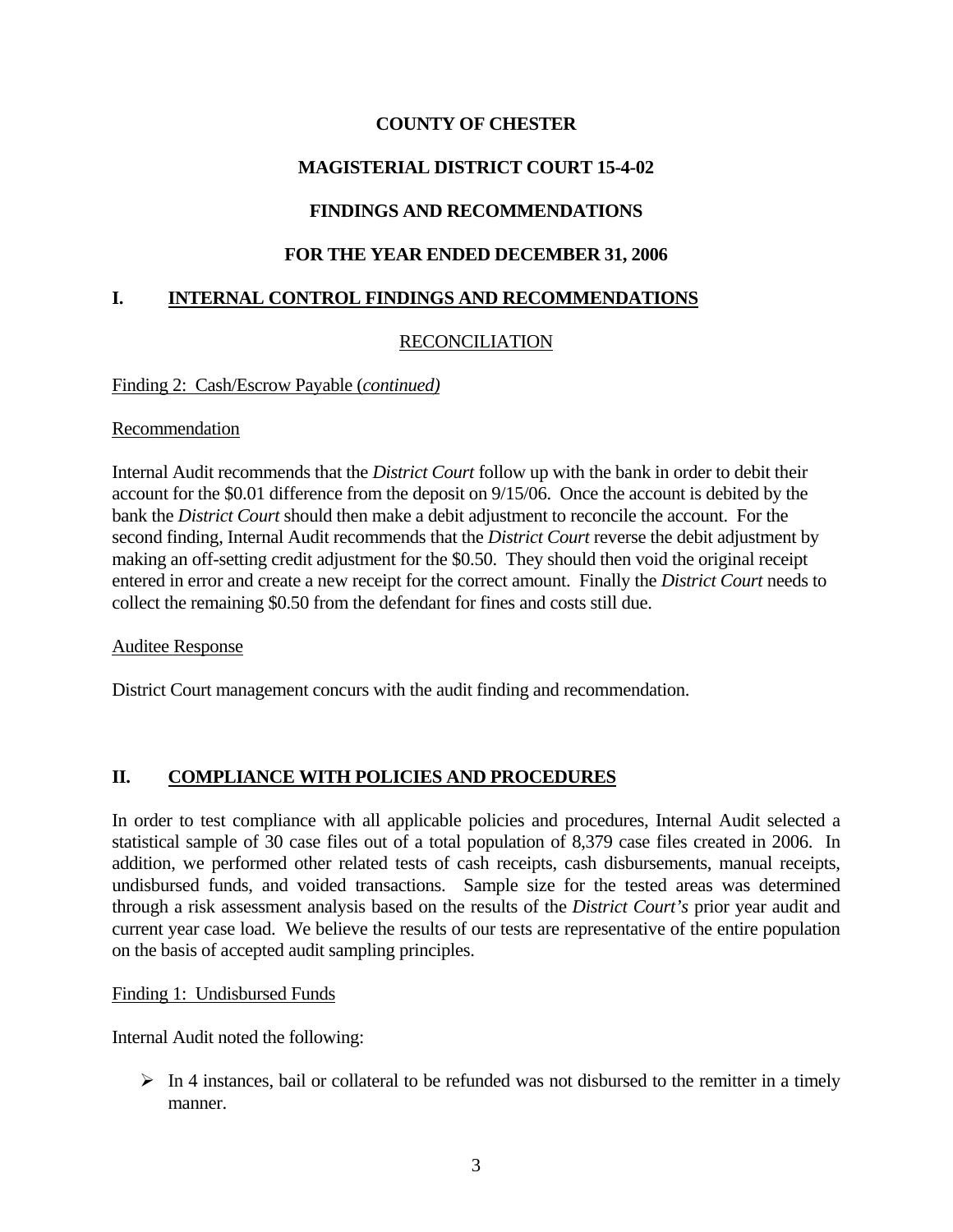**COUNTY OF CHESTER**

**MAGISTERIAL DISTRICT COURT 15-4-02**

**FINDINGS AND RECOMMENDATIONS**

**FOR THE YEAR ENDED DECEMBER 31, 2006**

## I. INTERNAL CONTROL FINDINGS AND RECOMMENDATIONS

RECONCILIATION

Finding 2: Cash/Escrow Payable (*continued)*

Recommendation

Internal Audit recommends that the *District Court* follow up with the bank in order to debit their account for the $0.01 difference from the deposit on 9/15/06. Once the account is debited by the bank the *District Court* should then make a debit adjustment to reconcile the account. For the second finding, Internal Audit recommends that the *District Court* reverse the debit adjustment by making an off-setting credit adjustment for the $0.50. They should then void the original receipt entered in error and create a new receipt for the correct amount. Finally the *District Court* needs to collect the remaining $0.50 from the defendant for fines and costs still due.

Auditee Response

District Court management concurs with the audit finding and recommendation.

## II. COMPLIANCE WITH POLICIES AND PROCEDURES

In order to test compliance with all applicable policies and procedures, Internal Audit selected a statistical sample of 30 case files out of a total population of 8,379 case files created in 2006. In addition, we performed other related tests of cash receipts, cash disbursements, manual receipts, undisbursed funds, and voided transactions. Sample size for the tested areas was determined through a risk assessment analysis based on the results of the *District Court's* prior year audit and current year case load. We believe the results of our tests are representative of the entire population on the basis of accepted audit sampling principles.

Finding 1: Undisbursed Funds

Internal Audit noted the following:

- In 4 instances, bail or collateral to be refunded was not disbursed to the remitter in a timely manner.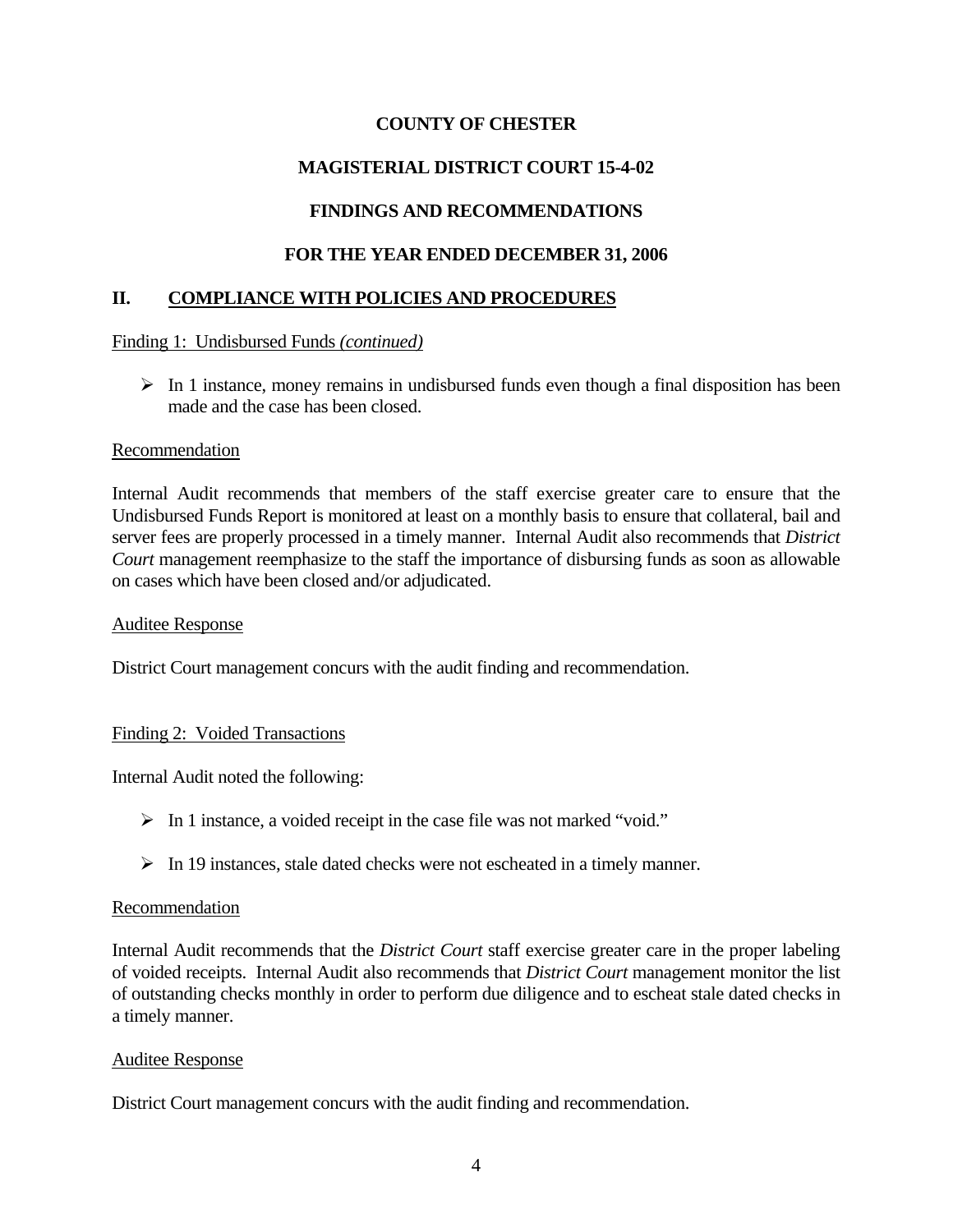**COUNTY OF CHESTER**

**MAGISTERIAL DISTRICT COURT 15-4-02**

**FINDINGS AND RECOMMENDATIONS**

**FOR THE YEAR ENDED DECEMBER 31, 2006**

## II. COMPLIANCE WITH POLICIES AND PROCEDURES

Finding 1: Undisbursed Funds *(continued)*

- In 1 instance, money remains in undisbursed funds even though a final disposition has been made and the case has been closed.

Recommendation

Internal Audit recommends that members of the staff exercise greater care to ensure that the Undisbursed Funds Report is monitored at least on a monthly basis to ensure that collateral, bail and server fees are properly processed in a timely manner. Internal Audit also recommends that *District Court* management reemphasize to the staff the importance of disbursing funds as soon as allowable on cases which have been closed and/or adjudicated.

Auditee Response

District Court management concurs with the audit finding and recommendation.

Finding 2: Voided Transactions

Internal Audit noted the following:

- In 1 instance, a voided receipt in the case file was not marked "void."
- In 19 instances, stale dated checks were not escheated in a timely manner.

Recommendation

Internal Audit recommends that the *District Court* staff exercise greater care in the proper labeling of voided receipts. Internal Audit also recommends that *District Court* management monitor the list of outstanding checks monthly in order to perform due diligence and to escheat stale dated checks in a timely manner.

Auditee Response

District Court management concurs with the audit finding and recommendation.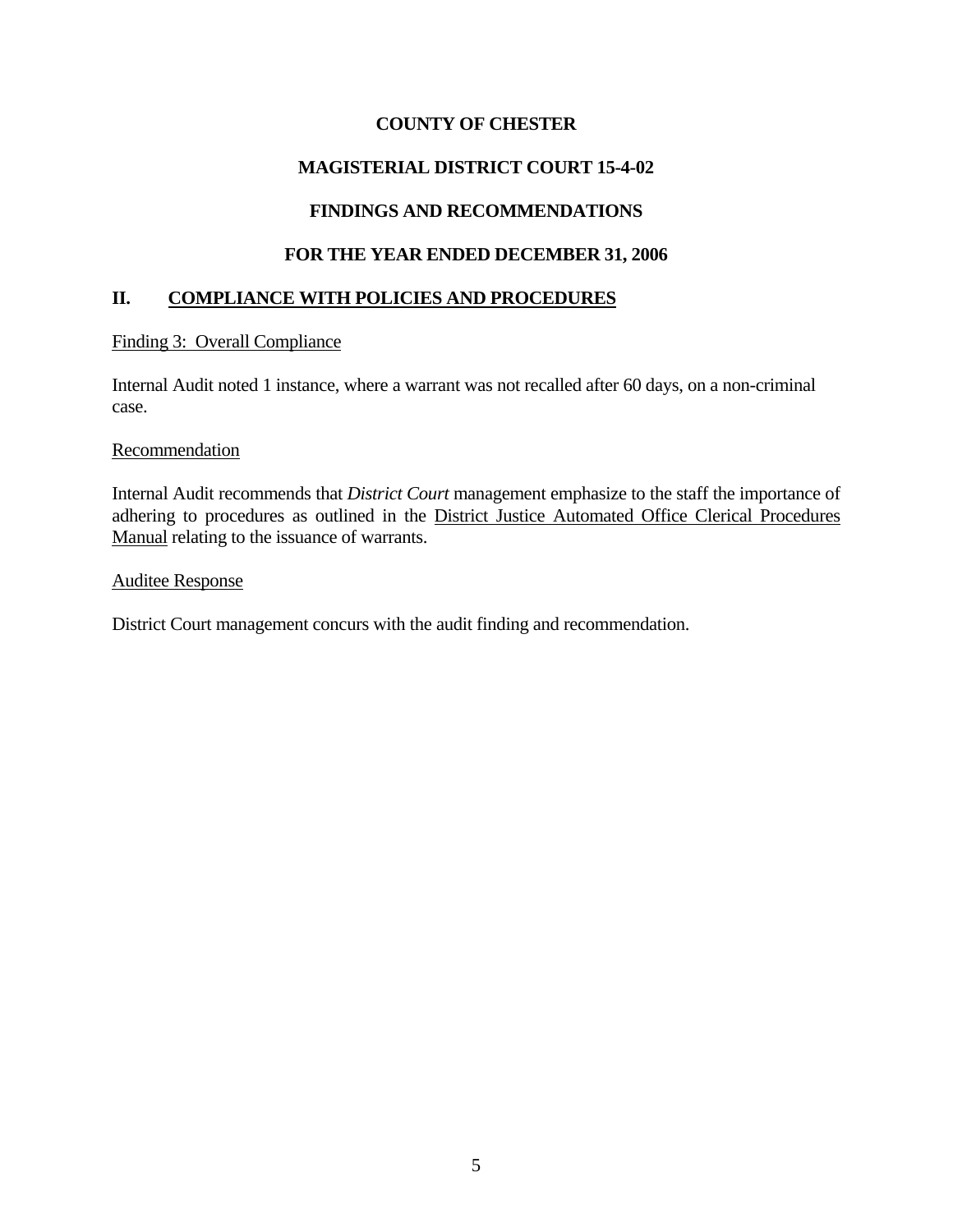**COUNTY OF CHESTER**

**MAGISTERIAL DISTRICT COURT 15-4-02**

**FINDINGS AND RECOMMENDATIONS**

**FOR THE YEAR ENDED DECEMBER 31, 2006**

## II. COMPLIANCE WITH POLICIES AND PROCEDURES

Finding 3: Overall Compliance

Internal Audit noted 1 instance, where a warrant was not recalled after 60 days, on a non-criminal case.

Recommendation

Internal Audit recommends that *District Court* management emphasize to the staff the importance of adhering to procedures as outlined in the District Justice Automated Office Clerical Procedures Manual relating to the issuance of warrants.

Auditee Response

District Court management concurs with the audit finding and recommendation.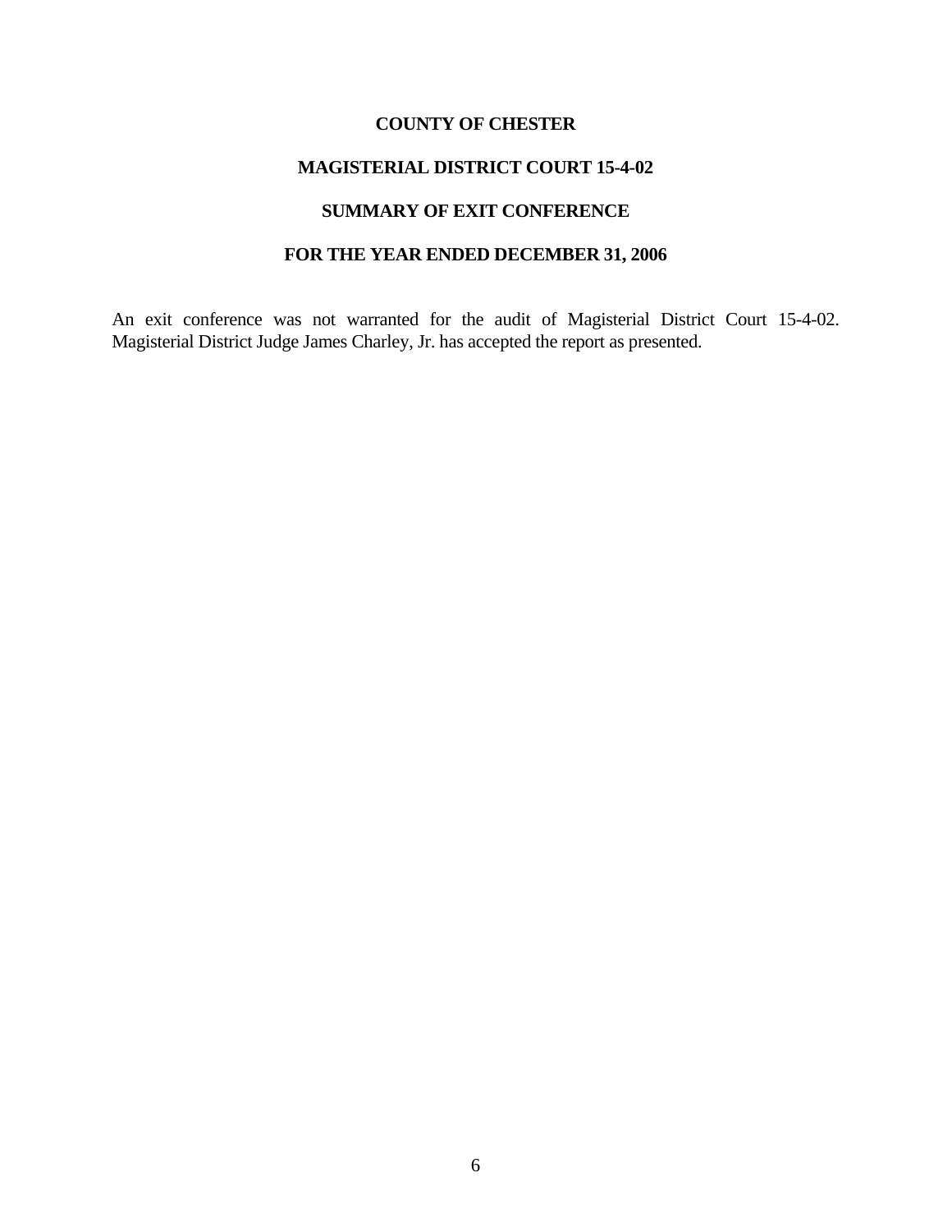# COUNTY OF CHESTER

## MAGISTERIAL DISTRICT COURT 15-4-02

## SUMMARY OF EXIT CONFERENCE

## FOR THE YEAR ENDED DECEMBER 31, 2006

An exit conference was not warranted for the audit of Magisterial District Court 15-4-02. Magisterial District Judge James Charley, Jr. has accepted the report as presented.